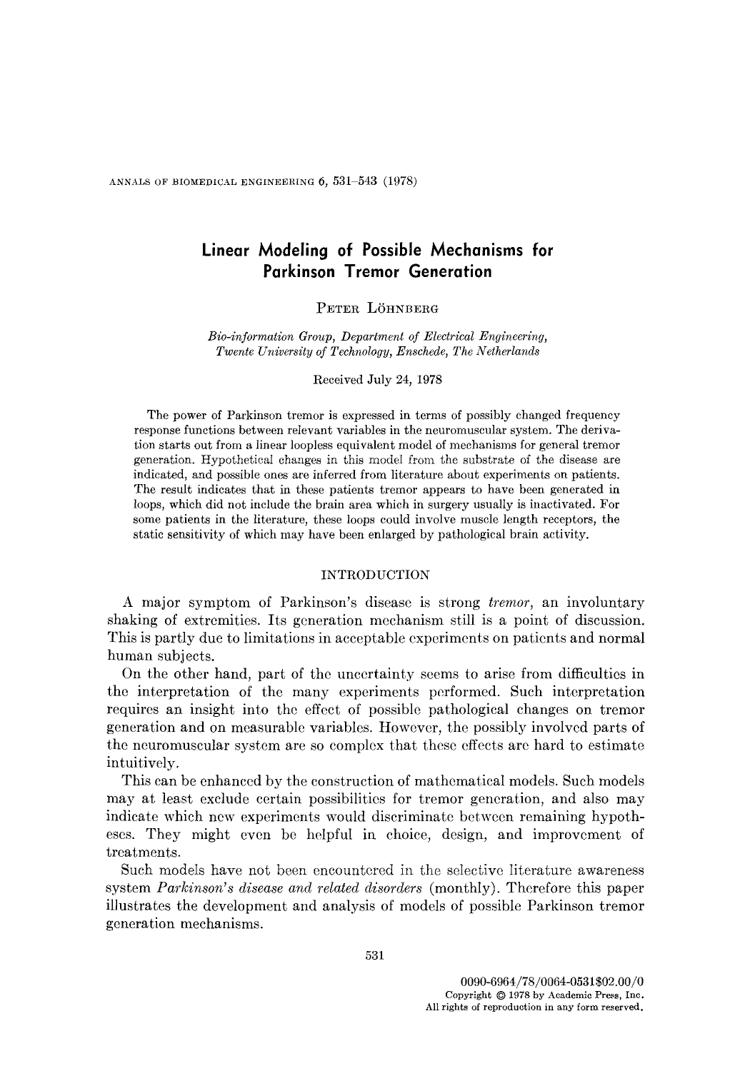# Linear Modeling of Possible Mechanisms for Parkinson Tremor Generation

PETER LÖHNBERG

*Bio-information Group, Department of Electrical Engineering, Twente University of Technology, Enschede, The Netherlands*

Received July 24, 1978

The power of Parkinson tremor is expressed in terms of possibly changed frequency response functions between relevant variables in the neuromuscular system. The derivation starts out from a linear loopless equivalent model of mechanisms for general tremor generation. Hypothetical changes in this model from the substrate of the disease are indicated, and possible ones are inferred from literature about experiments on patients. The result indicates that in these patients tremor appears to have been generated in loops, which did not include the brain area which in surgery usually is inactivated. For some patients in the literature, these loops could involve muscle length receptors, the static sensitivity of which may have been enlarged by pathological brain activity.

## INTRODUCTION

A major symptom of Parkinson's disease is strong *tremor*, an involuntary shaking of extremities. Its generation mechanism still is a point of discussion. This is partly due to limitations in acceptable experiments on patients and normal human subjects.

On the other hand, part of the uncertainty seems to arise from difficulties in the interpretation of the many experiments performed. Such interpretation requires an insight into the effect of possible pathological changes on tremor generation and on measurable variables. However, the possibly involved parts of the neuromuscular system are so complex that these effects are hard to estimate intuitively.

This can be enhanced by the construction of mathematical models. Such models may at least exclude certain possibilities for tremor generation, and also may indicate which new experiments would discriminate between remaining hypotheses. They might even be helpful in choice, design, and improvement of treatments.

Such models have not been encountered in the selective literature awareness system *Parkinson's disease and related disorders* (monthly). Therefore this paper illustrates the development and analysis of models of possible Parkinson tremor generation mechanisms.

0090-6964/78/0064-0531$02.00/0
Copyright © 1978 by Academic Press, Inc.
All rights of reproduction in any form reserved.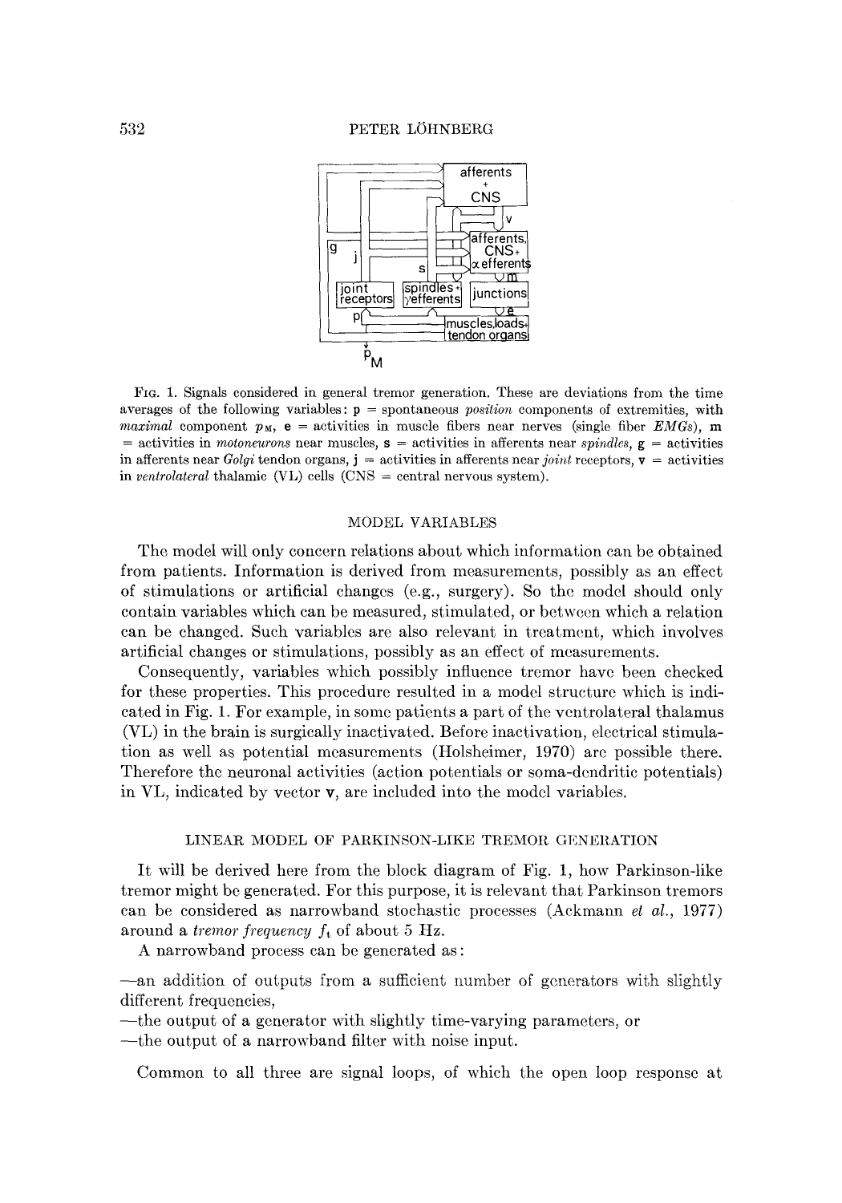FIG. 1. Signals considered in general tremor generation. These are deviations from the time averages of the following variables: $\mathbf{p}$ = spontaneous *position* components of extremities, with *maximal* component $p_M$, $\mathbf{e}$ = activities in muscle fibers near nerves (single fiber *EMGs*), $\mathbf{m}$ = activities in *motoneurons* near muscles, $\mathbf{s}$ = activities in afferents near *spindles*, $\mathbf{g}$ = activities in afferents near *Golgi* tendon organs, $\mathbf{j}$ = activities in afferents near *joint* receptors, $\mathbf{v}$ = activities in *ventrolateral* thalamic (VL) cells (CNS = central nervous system).

## MODEL VARIABLES

The model will only concern relations about which information can be obtained from patients. Information is derived from measurements, possibly as an effect of stimulations or artificial changes (e.g., surgery). So the model should only contain variables which can be measured, stimulated, or between which a relation can be changed. Such variables are also relevant in treatment, which involves artificial changes or stimulations, possibly as an effect of measurements.

Consequently, variables which possibly influence tremor have been checked for these properties. This procedure resulted in a model structure which is indicated in Fig. 1. For example, in some patients a part of the ventrolateral thalamus (VL) in the brain is surgically inactivated. Before inactivation, electrical stimulation as well as potential measurements (Holsheimer, 1970) are possible there. Therefore the neuronal activities (action potentials or soma-dendritic potentials) in VL, indicated by vector $\mathbf{v}$, are included into the model variables.

## LINEAR MODEL OF PARKINSON-LIKE TREMOR GENERATION

It will be derived here from the block diagram of Fig. 1, how Parkinson-like tremor might be generated. For this purpose, it is relevant that Parkinson tremors can be considered as narrowband stochastic processes (Ackmann *et al.*, 1977) around a *tremor frequency* $f_t$ of about 5 Hz.

A narrowband process can be generated as:

—an addition of outputs from a sufficient number of generators with slightly different frequencies,

—the output of a generator with slightly time-varying parameters, or

—the output of a narrowband filter with noise input.

Common to all three are signal loops, of which the open loop response at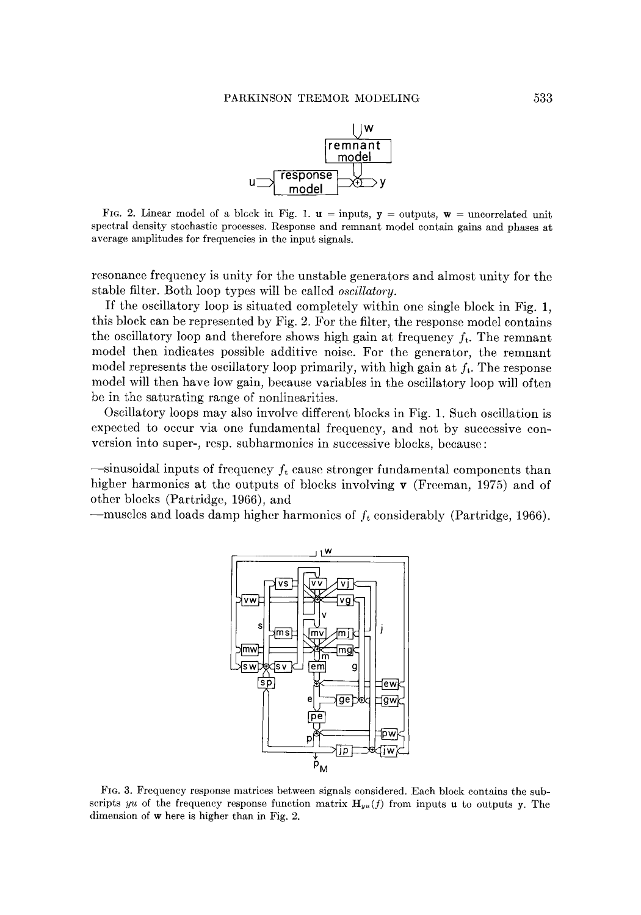FIG. 2. Linear model of a block in Fig. 1. **u** = inputs, **y** = outputs, **w** = uncorrelated unit spectral density stochastic processes. Response and remnant model contain gains and phases at average amplitudes for frequencies in the input signals.

resonance frequency is unity for the unstable generators and almost unity for the stable filter. Both loop types will be called *oscillatory*.

If the oscillatory loop is situated completely within one single block in Fig. 1, this block can be represented by Fig. 2. For the filter, the response model contains the oscillatory loop and therefore shows high gain at frequency $f_t$. The remnant model then indicates possible additive noise. For the generator, the remnant model represents the oscillatory loop primarily, with high gain at $f_t$. The response model will then have low gain, because variables in the oscillatory loop will often be in the saturating range of nonlinearities.

Oscillatory loops may also involve different blocks in Fig. 1. Such oscillation is expected to occur via one fundamental frequency, and not by successive conversion into super-, resp. subharmonics in successive blocks, because:

—sinusoidal inputs of frequency $f_t$ cause stronger fundamental components than higher harmonics at the outputs of blocks involving **v** (Freeman, 1975) and of other blocks (Partridge, 1966), and

—muscles and loads damp higher harmonics of $f_t$ considerably (Partridge, 1966).

FIG. 3. Frequency response matrices between signals considered. Each block contains the subscripts $yu$ of the frequency response function matrix $\mathbf{H}_{yu}(f)$ from inputs **u** to outputs **y**. The dimension of **w** here is higher than in Fig. 2.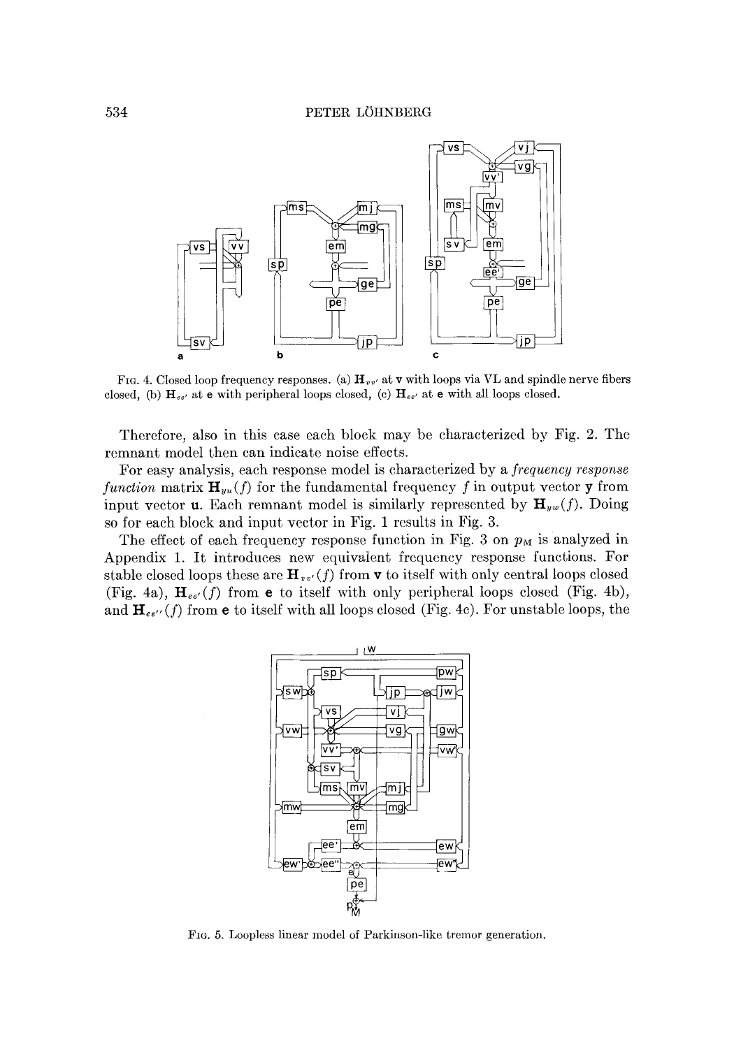FIG. 4. Closed loop frequency responses. (a) $\mathbf{H}_{vv'}$ at $\mathbf{v}$ with loops via VL and spindle nerve fibers closed, (b) $\mathbf{H}_{ee'}$ at $\mathbf{e}$ with peripheral loops closed, (c) $\mathbf{H}_{ee'}$ at $\mathbf{e}$ with all loops closed.

Therefore, also in this case each block may be characterized by Fig. 2. The remnant model then can indicate noise effects.

For easy analysis, each response model is characterized by a *frequency response function* matrix $\mathbf{H}_{yu}(f)$ for the fundamental frequency $f$ in output vector $\mathbf{y}$ from input vector $\mathbf{u}$. Each remnant model is similarly represented by $\mathbf{H}_{yw}(f)$. Doing so for each block and input vector in Fig. 1 results in Fig. 3.

The effect of each frequency response function in Fig. 3 on $p_M$ is analyzed in Appendix 1. It introduces new equivalent frequency response functions. For stable closed loops these are $\mathbf{H}_{vv'}(f)$ from $\mathbf{v}$ to itself with only central loops closed (Fig. 4a), $\mathbf{H}_{ee'}(f)$ from $\mathbf{e}$ to itself with only peripheral loops closed (Fig. 4b), and $\mathbf{H}_{ee''}(f)$ from $\mathbf{e}$ to itself with all loops closed (Fig. 4c). For unstable loops, the

FIG. 5. Loopless linear model of Parkinson-like tremor generation.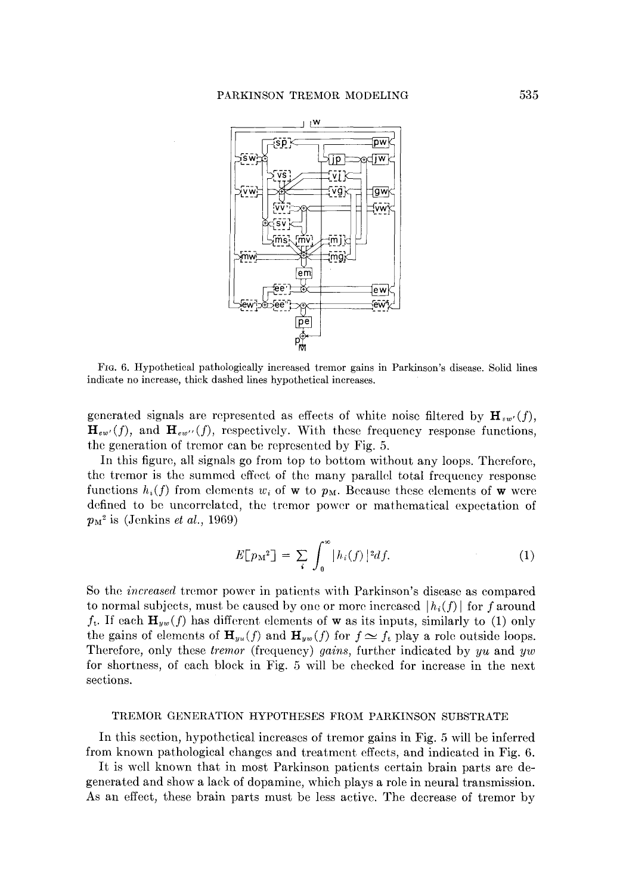FIG. 6. Hypothetical pathologically increased tremor gains in Parkinson's disease. Solid lines indicate no increase, thick dashed lines hypothetical increases.

generated signals are represented as effects of white noise filtered by $\mathbf{H}_{vw'}(f)$, $\mathbf{H}_{ew'}(f)$, and $\mathbf{H}_{ew''}(f)$, respectively. With these frequency response functions, the generation of tremor can be represented by Fig. 5.

In this figure, all signals go from top to bottom without any loops. Therefore, the tremor is the summed effect of the many parallel total frequency response functions $h_i(f)$ from elements $w_i$ of $\mathbf{w}$ to $p_M$. Because these elements of $\mathbf{w}$ were defined to be uncorrelated, the tremor power or mathematical expectation of $p_M{}^2$ is (Jenkins *et al.*, 1969)

$$E[p_M{}^2] = \sum_i \int_0^\infty |h_i(f)|^2 df. \tag{1}$$

So the *increased* tremor power in patients with Parkinson's disease as compared to normal subjects, must be caused by one or more increased $|h_i(f)|$ for $f$ around $f_t$. If each $\mathbf{H}_{yw}(f)$ has different elements of $\mathbf{w}$ as its inputs, similarly to (1) only the gains of elements of $\mathbf{H}_{yu}(f)$ and $\mathbf{H}_{yw}(f)$ for $f \simeq f_t$ play a role outside loops. Therefore, only these *tremor* (frequency) *gains*, further indicated by $yu$ and $yw$ for shortness, of each block in Fig. 5 will be checked for increase in the next sections.

## TREMOR GENERATION HYPOTHESES FROM PARKINSON SUBSTRATE

In this section, hypothetical increases of tremor gains in Fig. 5 will be inferred from known pathological changes and treatment effects, and indicated in Fig. 6.

It is well known that in most Parkinson patients certain brain parts are degenerated and show a lack of dopamine, which plays a role in neural transmission. As an effect, these brain parts must be less active. The decrease of tremor by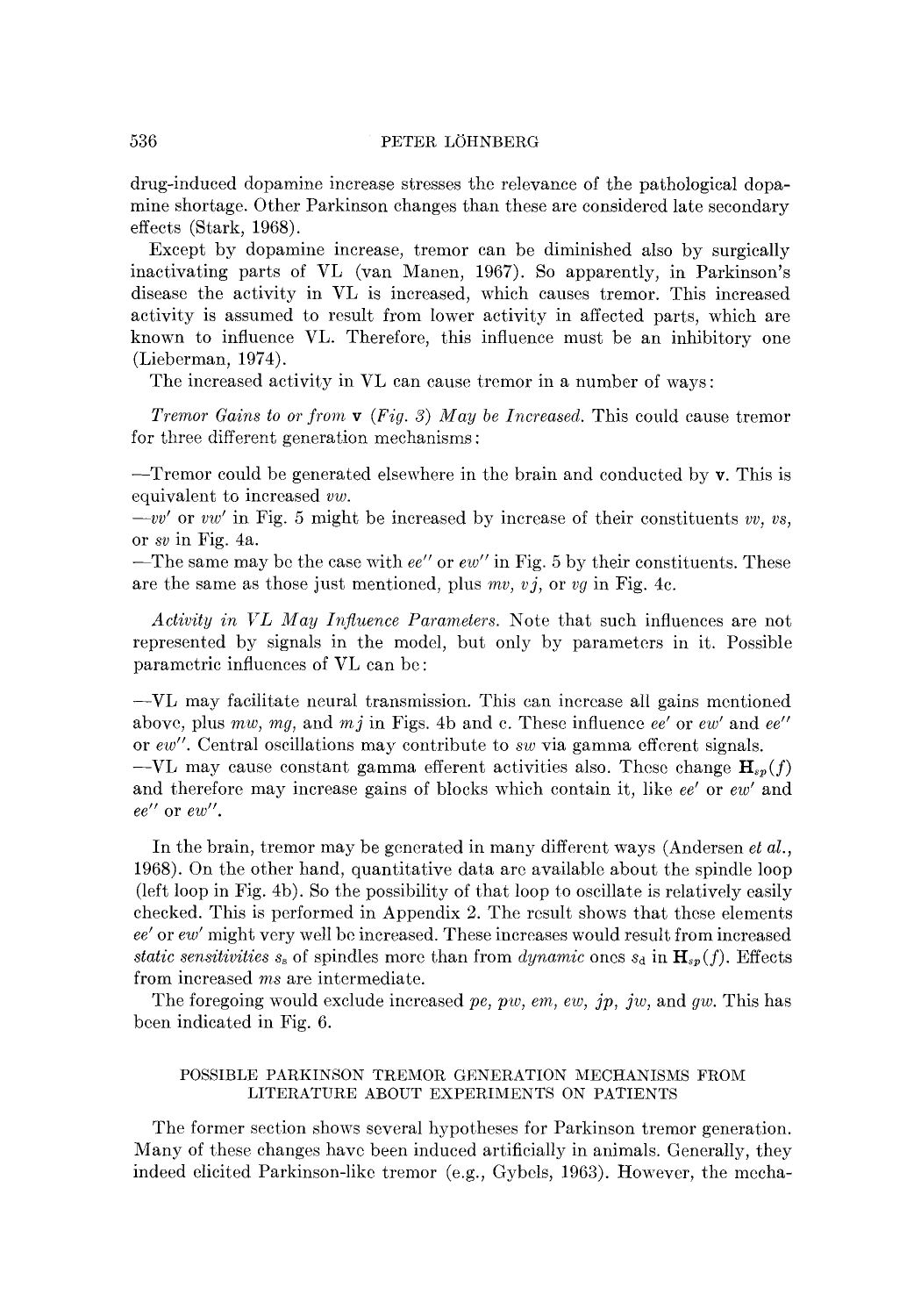drug-induced dopamine increase stresses the relevance of the pathological dopamine shortage. Other Parkinson changes than these are considered late secondary effects (Stark, 1968).

Except by dopamine increase, tremor can be diminished also by surgically inactivating parts of VL (van Manen, 1967). So apparently, in Parkinson's disease the activity in VL is increased, which causes tremor. This increased activity is assumed to result from lower activity in affected parts, which are known to influence VL. Therefore, this influence must be an inhibitory one (Lieberman, 1974).

The increased activity in VL can cause tremor in a number of ways:

*Tremor Gains to or from* **v** *(Fig. 3) May be Increased.* This could cause tremor for three different generation mechanisms:

—Tremor could be generated elsewhere in the brain and conducted by **v**. This is equivalent to increased *vw*.

—*vv'* or *vw'* in Fig. 5 might be increased by increase of their constituents *vv*, *vs*, or *sv* in Fig. 4a.

—The same may be the case with *ee''* or *ew''* in Fig. 5 by their constituents. These are the same as those just mentioned, plus *mv*, *vj*, or *vg* in Fig. 4c.

*Activity in VL May Influence Parameters.* Note that such influences are not represented by signals in the model, but only by parameters in it. Possible parametric influences of VL can be:

—VL may facilitate neural transmission. This can increase all gains mentioned above, plus *mw*, *mg*, and *mj* in Figs. 4b and c. These influence *ee'* or *ew'* and *ee''* or *ew''*. Central oscillations may contribute to *sw* via gamma efferent signals.

—VL may cause constant gamma efferent activities also. These change $\mathbf{H}_{sp}(f)$ and therefore may increase gains of blocks which contain it, like *ee'* or *ew'* and *ee''* or *ew''*.

In the brain, tremor may be generated in many different ways (Andersen *et al.*, 1968). On the other hand, quantitative data are available about the spindle loop (left loop in Fig. 4b). So the possibility of that loop to oscillate is relatively easily checked. This is performed in Appendix 2. The result shows that these elements *ee'* or *ew'* might very well be increased. These increases would result from increased *static sensitivities* $s_s$ of spindles more than from *dynamic* ones $s_d$ in $\mathbf{H}_{sp}(f)$. Effects from increased *ms* are intermediate.

The foregoing would exclude increased *pe*, *pw*, *em*, *ew*, *jp*, *jw*, and *gw*. This has been indicated in Fig. 6.

## POSSIBLE PARKINSON TREMOR GENERATION MECHANISMS FROM LITERATURE ABOUT EXPERIMENTS ON PATIENTS

The former section shows several hypotheses for Parkinson tremor generation. Many of these changes have been induced artificially in animals. Generally, they indeed elicited Parkinson-like tremor (e.g., Gybels, 1963). However, the mecha-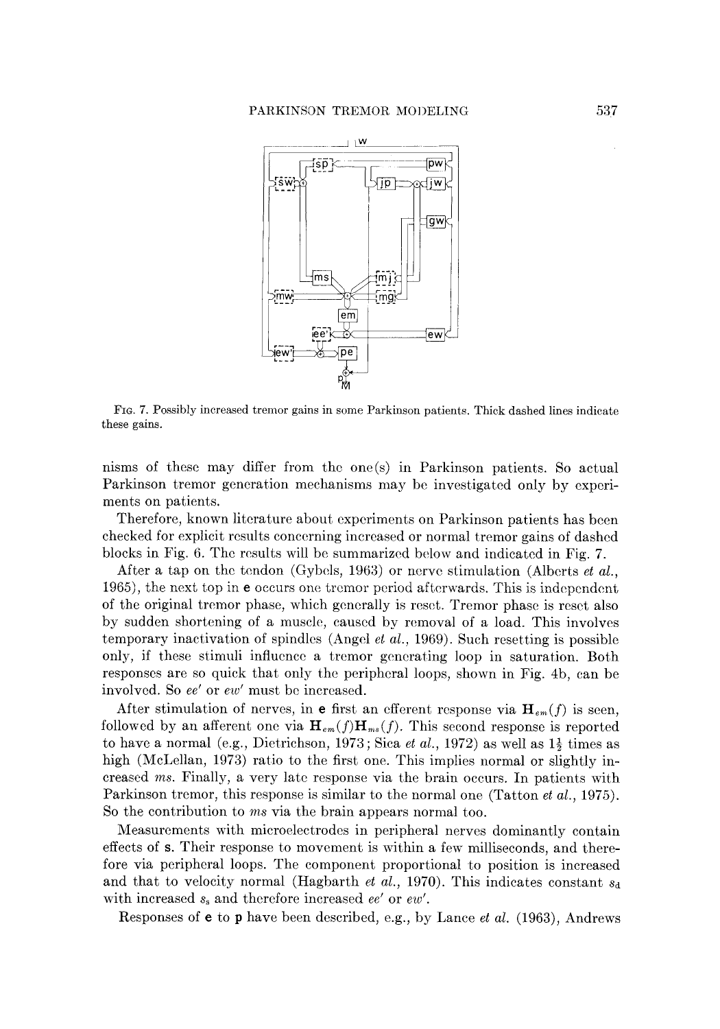FIG. 7. Possibly increased tremor gains in some Parkinson patients. Thick dashed lines indicate these gains.

nisms of these may differ from the one(s) in Parkinson patients. So actual Parkinson tremor generation mechanisms may be investigated only by experiments on patients.

Therefore, known literature about experiments on Parkinson patients has been checked for explicit results concerning increased or normal tremor gains of dashed blocks in Fig. 6. The results will be summarized below and indicated in Fig. 7.

After a tap on the tendon (Gybels, 1963) or nerve stimulation (Alberts *et al.*, 1965), the next top in **e** occurs one tremor period afterwards. This is independent of the original tremor phase, which generally is reset. Tremor phase is reset also by sudden shortening of a muscle, caused by removal of a load. This involves temporary inactivation of spindles (Angel *et al.*, 1969). Such resetting is possible only, if these stimuli influence a tremor generating loop in saturation. Both responses are so quick that only the peripheral loops, shown in Fig. 4b, can be involved. So $ee'$ or $ew'$ must be increased.

After stimulation of nerves, in **e** first an efferent response via $\mathbf{H}_{em}(f)$ is seen, followed by an afferent one via $\mathbf{H}_{em}(f)\mathbf{H}_{ms}(f)$. This second response is reported to have a normal (e.g., Dietrichson, 1973; Sica *et al.*, 1972) as well as $1\frac{1}{2}$ times as high (McLellan, 1973) ratio to the first one. This implies normal or slightly increased $ms$. Finally, a very late response via the brain occurs. In patients with Parkinson tremor, this response is similar to the normal one (Tatton *et al.*, 1975). So the contribution to $ms$ via the brain appears normal too.

Measurements with microelectrodes in peripheral nerves dominantly contain effects of **s**. Their response to movement is within a few milliseconds, and therefore via peripheral loops. The component proportional to position is increased and that to velocity normal (Hagbarth *et al.*, 1970). This indicates constant $s_d$ with increased $s_s$ and therefore increased $ee'$ or $ew'$.

Responses of **e** to **p** have been described, e.g., by Lance *et al.* (1963), Andrews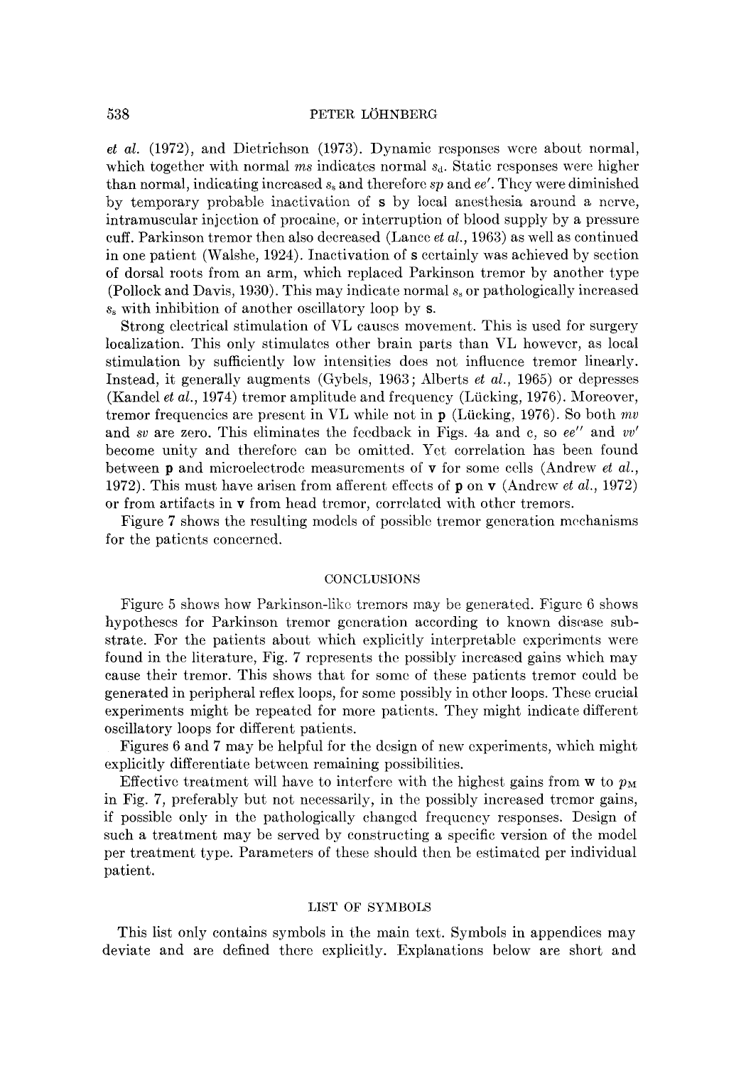*et al.* (1972), and Dietrichson (1973). Dynamic responses were about normal, which together with normal *ms* indicates normal $s_d$. Static responses were higher than normal, indicating increased $s_s$ and therefore *sp* and *ee'*. They were diminished by temporary probable inactivation of **s** by local anesthesia around a nerve, intramuscular injection of procaine, or interruption of blood supply by a pressure cuff. Parkinson tremor then also decreased (Lance *et al.*, 1963) as well as continued in one patient (Walshe, 1924). Inactivation of **s** certainly was achieved by section of dorsal roots from an arm, which replaced Parkinson tremor by another type (Pollock and Davis, 1930). This may indicate normal $s_s$ or pathologically increased $s_s$ with inhibition of another oscillatory loop by **s**.

Strong electrical stimulation of VL causes movement. This is used for surgery localization. This only stimulates other brain parts than VL however, as local stimulation by sufficiently low intensities does not influence tremor linearly. Instead, it generally augments (Gybels, 1963; Alberts *et al.*, 1965) or depresses (Kandel *et al.*, 1974) tremor amplitude and frequency (Lücking, 1976). Moreover, tremor frequencies are present in VL while not in **p** (Lücking, 1976). So both *mv* and *sv* are zero. This eliminates the feedback in Figs. 4a and c, so *ee''* and *vv'* become unity and therefore can be omitted. Yet correlation has been found between **p** and microelectrode measurements of **v** for some cells (Andrew *et al.*, 1972). This must have arisen from afferent effects of **p** on **v** (Andrew *et al.*, 1972) or from artifacts in **v** from head tremor, correlated with other tremors.

Figure 7 shows the resulting models of possible tremor generation mechanisms for the patients concerned.

## CONCLUSIONS

Figure 5 shows how Parkinson-like tremors may be generated. Figure 6 shows hypotheses for Parkinson tremor generation according to known disease substrate. For the patients about which explicitly interpretable experiments were found in the literature, Fig. 7 represents the possibly increased gains which may cause their tremor. This shows that for some of these patients tremor could be generated in peripheral reflex loops, for some possibly in other loops. These crucial experiments might be repeated for more patients. They might indicate different oscillatory loops for different patients.

Figures 6 and 7 may be helpful for the design of new experiments, which might explicitly differentiate between remaining possibilities.

Effective treatment will have to interfere with the highest gains from **w** to $p_M$ in Fig. 7, preferably but not necessarily, in the possibly increased tremor gains, if possible only in the pathologically changed frequency responses. Design of such a treatment may be served by constructing a specific version of the model per treatment type. Parameters of these should then be estimated per individual patient.

## LIST OF SYMBOLS

This list only contains symbols in the main text. Symbols in appendices may deviate and are defined there explicitly. Explanations below are short and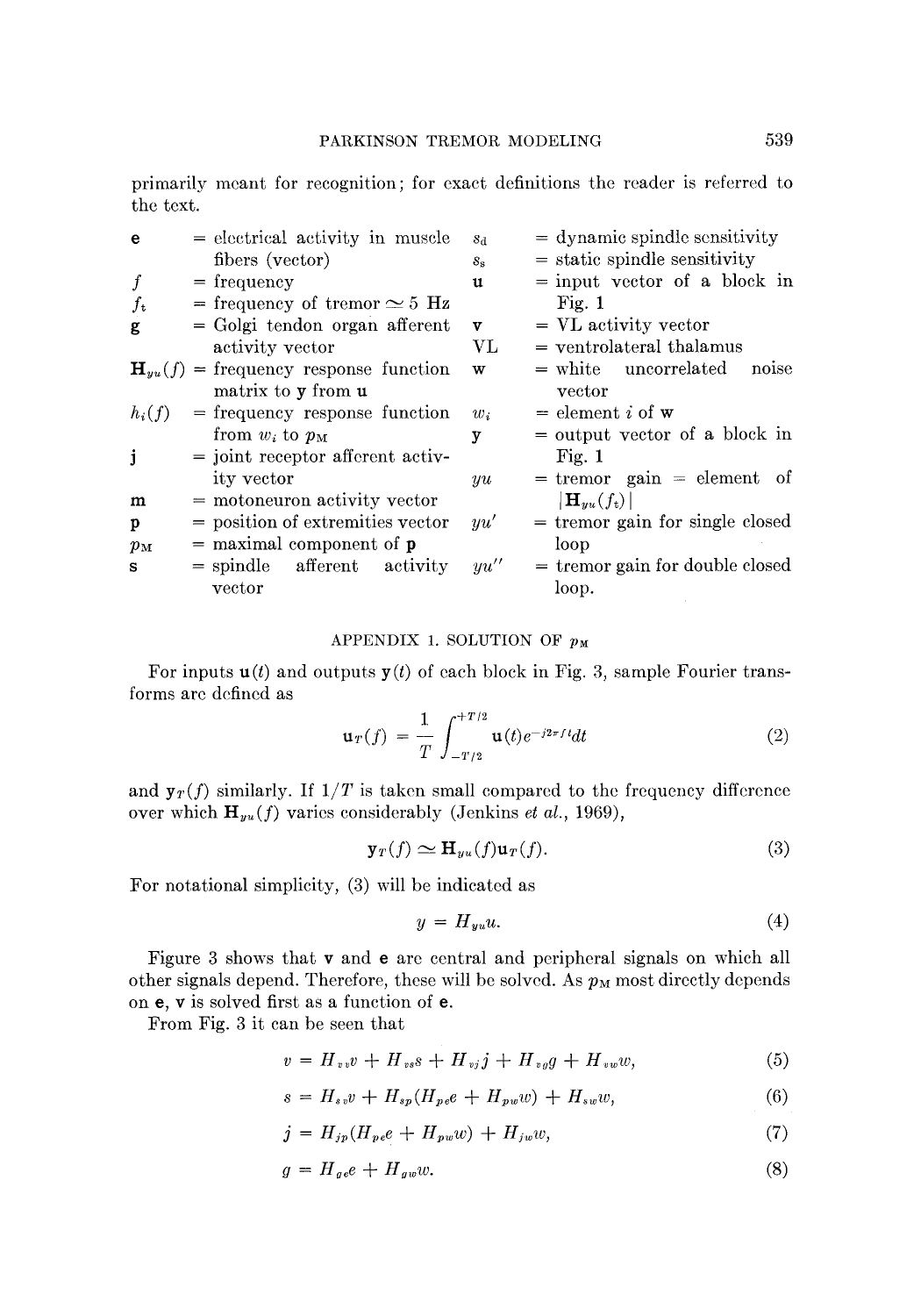primarily meant for recognition; for exact definitions the reader is referred to the text.

| | | | |
|---|---|---|---|
| $\mathbf{e}$ | = electrical activity in muscle fibers (vector) | $s_d$ | = dynamic spindle sensitivity |
| $f$ | = frequency | $s_s$ | = static spindle sensitivity |
| $f_t$ | = frequency of tremor $\simeq 5$ Hz | $\mathbf{u}$ | = input vector of a block in Fig. 1 |
| $\mathbf{g}$ | = Golgi tendon organ afferent activity vector | $\mathbf{v}$ | = VL activity vector |
| $\mathbf{H}_{yu}(f)$ | = frequency response function matrix to $\mathbf{y}$ from $\mathbf{u}$ | VL | = ventrolateral thalamus |
| $h_i(f)$ | = frequency response function from $w_i$ to $p_M$ | $\mathbf{w}$ | = white uncorrelated noise vector |
| $\mathbf{j}$ | = joint receptor afferent activity vector | $w_i$ | = element $i$ of $\mathbf{w}$ |
| $\mathbf{m}$ | = motoneuron activity vector | $\mathbf{y}$ | = output vector of a block in Fig. 1 |
| $\mathbf{p}$ | = position of extremities vector | $yu$ | = tremor gain = element of $\lvert\mathbf{H}_{yu}(f_t)\rvert$ |
| $p_M$ | = maximal component of $\mathbf{p}$ | $yu'$ | = tremor gain for single closed loop |
| $\mathbf{s}$ | = spindle afferent activity vector | $yu''$ | = tremor gain for double closed loop. |

## APPENDIX 1. SOLUTION OF $p_M$

For inputs $\mathbf{u}(t)$ and outputs $\mathbf{y}(t)$ of each block in Fig. 3, sample Fourier transforms are defined as

$$\mathbf{u}_T(f) = \frac{1}{T}\int_{-T/2}^{+T/2} \mathbf{u}(t)e^{-j2\pi ft}dt \tag{2}$$

and $\mathbf{y}_T(f)$ similarly. If $1/T$ is taken small compared to the frequency difference over which $\mathbf{H}_{yu}(f)$ varies considerably (Jenkins *et al.*, 1969),

$$\mathbf{y}_T(f) \simeq \mathbf{H}_{yu}(f)\mathbf{u}_T(f). \tag{3}$$

For notational simplicity, (3) will be indicated as

$$y = H_{yu}u. \tag{4}$$

Figure 3 shows that $\mathbf{v}$ and $\mathbf{e}$ are central and peripheral signals on which all other signals depend. Therefore, these will be solved. As $p_M$ most directly depends on $\mathbf{e}$, $\mathbf{v}$ is solved first as a function of $\mathbf{e}$.

From Fig. 3 it can be seen that

$$v = H_{vv}v + H_{vs}s + H_{vj}j + H_{vg}g + H_{vw}w, \tag{5}$$

$$s = H_{sv}v + H_{sp}(H_{pe}e + H_{pw}w) + H_{sw}w, \tag{6}$$

$$j = H_{jp}(H_{pe}e + H_{pw}w) + H_{jw}w, \tag{7}$$

$$g = H_{ge}e + H_{gw}w. \tag{8}$$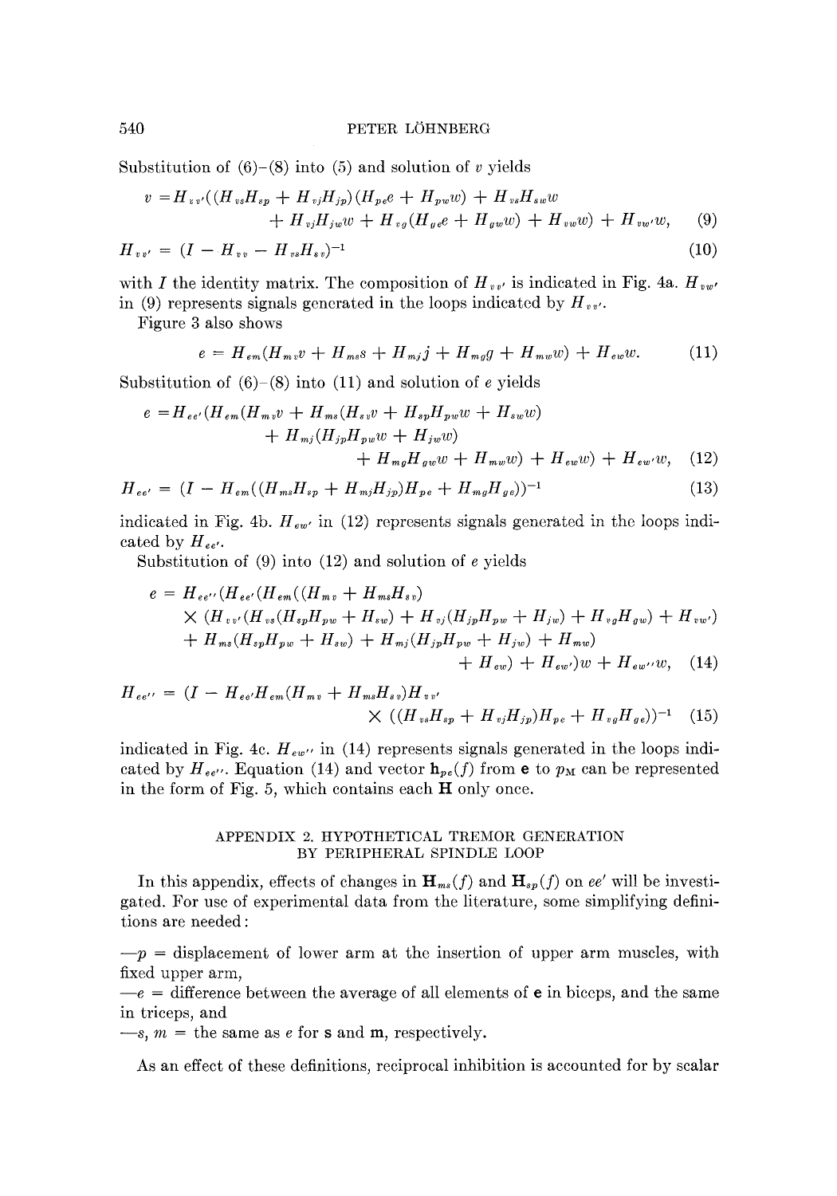Substitution of (6)–(8) into (5) and solution of $v$ yields

$$v = H_{vv'}((H_{vs}H_{sp} + H_{vj}H_{jp})(H_{pe}e + H_{pw}w) + H_{vs}H_{sw}w + H_{vj}H_{jw}w + H_{vg}(H_{ge}e + H_{gw}w) + H_{vw}w) + H_{vw'}w, \quad (9)$$

$$H_{vv'} = (I - H_{vv} - H_{vs}H_{sv})^{-1} \quad (10)$$

with $I$ the identity matrix. The composition of $H_{vv'}$ is indicated in Fig. 4a. $H_{vw'}$ in (9) represents signals generated in the loops indicated by $H_{vv'}$.

Figure 3 also shows

$$e = H_{em}(H_{mv}v + H_{ms}s + H_{mj}j + H_{mg}g + H_{mw}w) + H_{ew}w. \quad (11)$$

Substitution of (6)–(8) into (11) and solution of $e$ yields

$$e = H_{ee'}(H_{em}(H_{mv}v + H_{ms}(H_{sv}v + H_{sp}H_{pw}w + H_{sw}w) + H_{mj}(H_{jp}H_{pw}w + H_{jw}w) + H_{mg}H_{gw}w + H_{mw}w) + H_{ew}w) + H_{ew'}w, \quad (12)$$

$$H_{ee'} = (I - H_{em}((H_{ms}H_{sp} + H_{mj}H_{jp})H_{pe} + H_{mg}H_{ge}))^{-1} \quad (13)$$

indicated in Fig. 4b. $H_{ew'}$ in (12) represents signals generated in the loops indicated by $H_{ee'}$.

Substitution of (9) into (12) and solution of $e$ yields

$$e = H_{ee''}(H_{ee'}(H_{em}((H_{mv} + H_{ms}H_{sv}) \times (H_{vv'}(H_{vs}(H_{sp}H_{pw} + H_{sw}) + H_{vj}(H_{jp}H_{pw} + H_{jw}) + H_{vg}H_{gw}) + H_{vw'}) + H_{ms}(H_{sp}H_{pw} + H_{sw}) + H_{mj}(H_{jp}H_{pw} + H_{jw}) + H_{mw}) + H_{ew}) + H_{ew'})w + H_{ew''}w, \quad (14)$$

$$H_{ee''} = (I - H_{ee'}H_{em}(H_{mv} + H_{ms}H_{sv})H_{vv'} \times ((H_{vs}H_{sp} + H_{vj}H_{jp})H_{pe} + H_{vg}H_{ge}))^{-1} \quad (15)$$

indicated in Fig. 4c. $H_{ew''}$ in (14) represents signals generated in the loops indicated by $H_{ee''}$. Equation (14) and vector $\mathbf{h}_{pe}(f)$ from $\mathbf{e}$ to $p_M$ can be represented in the form of Fig. 5, which contains each $\mathbf{H}$ only once.

## APPENDIX 2. HYPOTHETICAL TREMOR GENERATION BY PERIPHERAL SPINDLE LOOP

In this appendix, effects of changes in $\mathbf{H}_{ms}(f)$ and $\mathbf{H}_{sp}(f)$ on $ee'$ will be investigated. For use of experimental data from the literature, some simplifying definitions are needed:

—$p$ = displacement of lower arm at the insertion of upper arm muscles, with fixed upper arm,

—$e$ = difference between the average of all elements of $\mathbf{e}$ in biceps, and the same in triceps, and

—$s$, $m$ = the same as $e$ for $\mathbf{s}$ and $\mathbf{m}$, respectively.

As an effect of these definitions, reciprocal inhibition is accounted for by scalar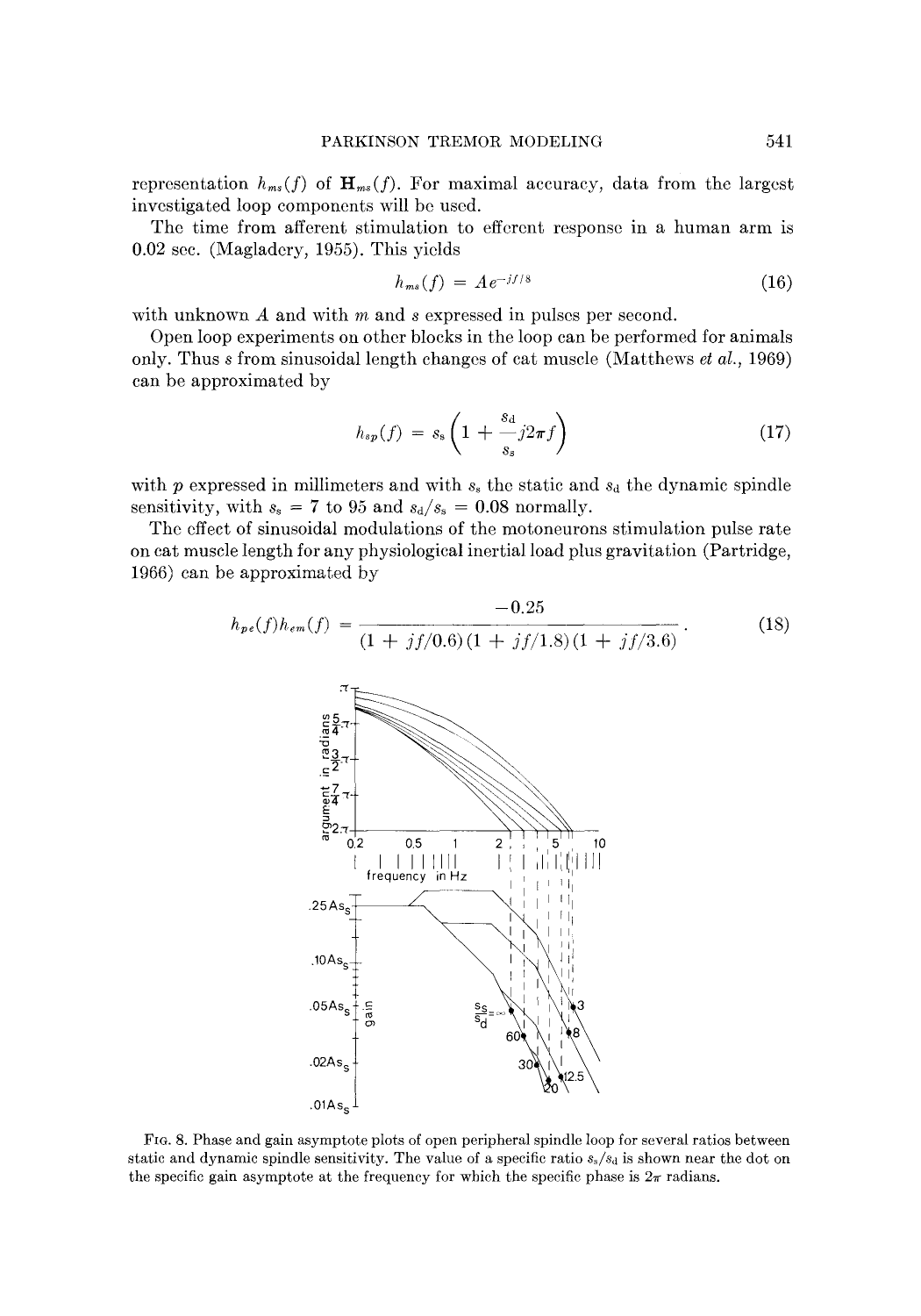representation $h_{ms}(f)$ of $\mathbf{H}_{ms}(f)$. For maximal accuracy, data from the largest investigated loop components will be used.

The time from afferent stimulation to efferent response in a human arm is 0.02 sec. (Magladery, 1955). This yields

$$h_{ms}(f) = Ae^{-jf/8} \tag{16}$$

with unknown $A$ and with $m$ and $s$ expressed in pulses per second.

Open loop experiments on other blocks in the loop can be performed for animals only. Thus $s$ from sinusoidal length changes of cat muscle (Matthews *et al.*, 1969) can be approximated by

$$h_{sp}(f) = s_s\left(1 + \frac{s_d}{s_s}j2\pi f\right) \tag{17}$$

with $p$ expressed in millimeters and with $s_s$ the static and $s_d$ the dynamic spindle sensitivity, with $s_s = 7$ to 95 and $s_d/s_s = 0.08$ normally.

The effect of sinusoidal modulations of the motoneurons stimulation pulse rate on cat muscle length for any physiological inertial load plus gravitation (Partridge, 1966) can be approximated by

$$h_{pe}(f)h_{em}(f) = \frac{-0.25}{(1 + jf/0.6)(1 + jf/1.8)(1 + jf/3.6)}. \tag{18}$$

FIG. 8. Phase and gain asymptote plots of open peripheral spindle loop for several ratios between static and dynamic spindle sensitivity. The value of a specific ratio $s_s/s_d$ is shown near the dot on the specific gain asymptote at the frequency for which the specific phase is $2\pi$ radians.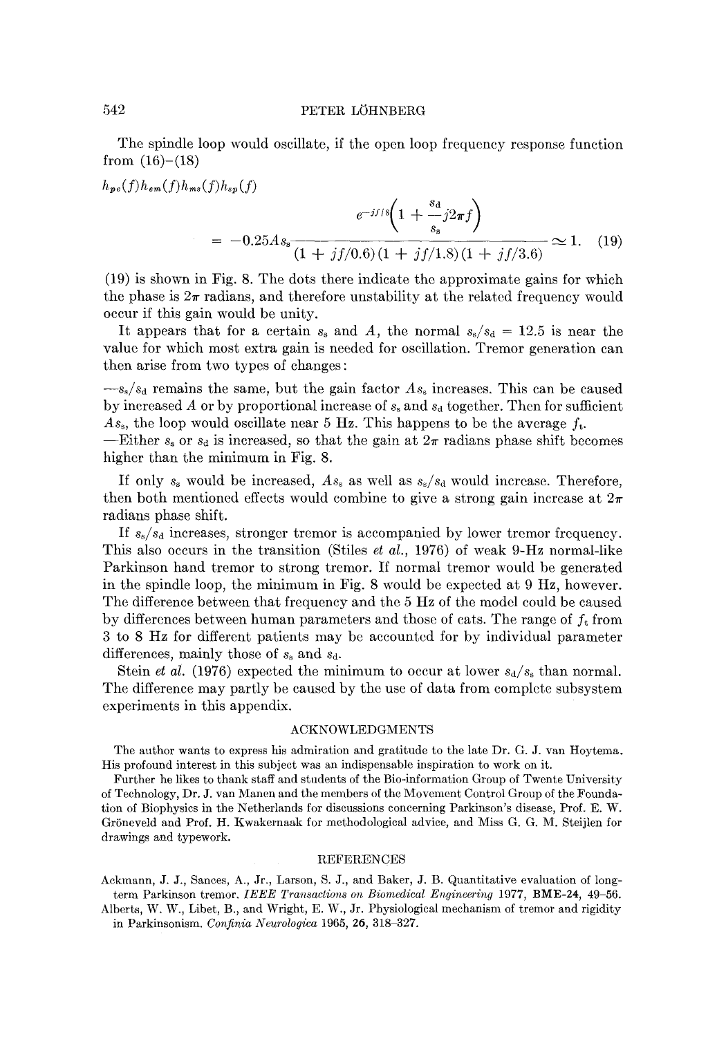The spindle loop would oscillate, if the open loop frequency response function from (16)–(18)

$$h_{pe}(f)h_{em}(f)h_{ms}(f)h_{sp}(f)$$

$$= -0.25As_s \frac{e^{-jf/8}\left(1 + \frac{s_d}{s_s}j2\pi f\right)}{(1 + jf/0.6)(1 + jf/1.8)(1 + jf/3.6)} \simeq 1. \quad (19)$$

(19) is shown in Fig. 8. The dots there indicate the approximate gains for which the phase is $2\pi$ radians, and therefore unstability at the related frequency would occur if this gain would be unity.

It appears that for a certain $s_s$ and $A$, the normal $s_s/s_d = 12.5$ is near the value for which most extra gain is needed for oscillation. Tremor generation can then arise from two types of changes:

—$s_s/s_d$ remains the same, but the gain factor $As_s$ increases. This can be caused by increased $A$ or by proportional increase of $s_s$ and $s_d$ together. Then for sufficient $As_s$, the loop would oscillate near 5 Hz. This happens to be the average $f_t$.

—Either $s_s$ or $s_d$ is increased, so that the gain at $2\pi$ radians phase shift becomes higher than the minimum in Fig. 8.

If only $s_s$ would be increased, $As_s$ as well as $s_s/s_d$ would increase. Therefore, then both mentioned effects would combine to give a strong gain increase at $2\pi$ radians phase shift.

If $s_s/s_d$ increases, stronger tremor is accompanied by lower tremor frequency. This also occurs in the transition (Stiles *et al.*, 1976) of weak 9-Hz normal-like Parkinson hand tremor to strong tremor. If normal tremor would be generated in the spindle loop, the minimum in Fig. 8 would be expected at 9 Hz, however. The difference between that frequency and the 5 Hz of the model could be caused by differences between human parameters and those of cats. The range of $f_t$ from 3 to 8 Hz for different patients may be accounted for by individual parameter differences, mainly those of $s_s$ and $s_d$.

Stein *et al.* (1976) expected the minimum to occur at lower $s_d/s_s$ than normal. The difference may partly be caused by the use of data from complete subsystem experiments in this appendix.

## ACKNOWLEDGMENTS

The author wants to express his admiration and gratitude to the late Dr. G. J. van Hoytema. His profound interest in this subject was an indispensable inspiration to work on it.

Further he likes to thank staff and students of the Bio-information Group of Twente University of Technology, Dr. J. van Manen and the members of the Movement Control Group of the Foundation of Biophysics in the Netherlands for discussions concerning Parkinson's disease, Prof. E. W. Gröneveld and Prof. H. Kwakernaak for methodological advice, and Miss G. G. M. Steijlen for drawings and typework.

## REFERENCES

Ackmann, J. J., Sances, A., Jr., Larson, S. J., and Baker, J. B. Quantitative evaluation of long-term Parkinson tremor. *IEEE Transactions on Biomedical Engineering* 1977, **BME-24**, 49–56.

Alberts, W. W., Libet, B., and Wright, E. W., Jr. Physiological mechanism of tremor and rigidity in Parkinsonism. *Confinia Neurologica* 1965, **26**, 318–327.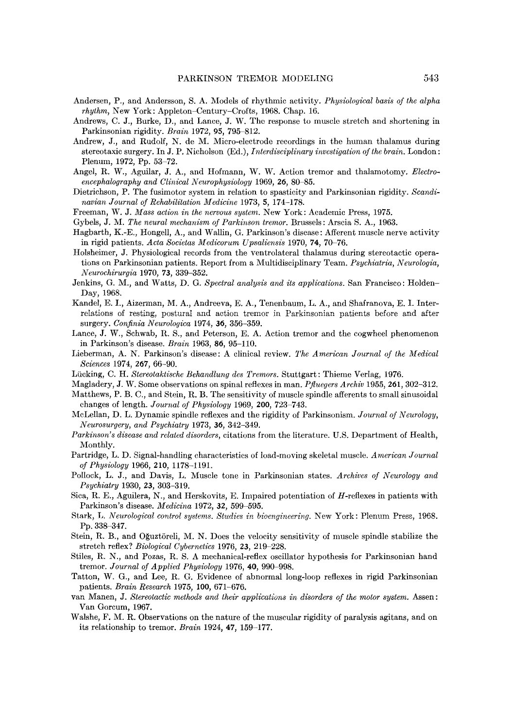Andersen, P., and Andersson, S. A. Models of rhythmic activity. *Physiological basis of the alpha rhythm*, New York: Appleton–Century–Crofts, 1968. Chap. 16.

Andrews, C. J., Burke, D., and Lance, J. W. The response to muscle stretch and shortening in Parkinsonian rigidity. *Brain* 1972, **95**, 795–812.

Andrew, J., and Rudolf, N. de M. Micro-electrode recordings in the human thalamus during stereotaxic surgery. In J. P. Nicholson (Ed.), *Interdisciplinary investigation of the brain*. London: Plenum, 1972, Pp. 53–72.

Angel, R. W., Aguilar, J. A., and Hofmann, W. W. Action tremor and thalamotomy. *Electroencephalography and Clinical Neurophysiology* 1969, **26**, 80–85.

Dietrichson, P. The fusimotor system in relation to spasticity and Parkinsonian rigidity. *Scandinavian Journal of Rehabilitation Medicine* 1973, **5**, 174–178.

Freeman, W. J. *Mass action in the nervous system*. New York: Academic Press, 1975.

Gybels, J. M. *The neural mechanism of Parkinson tremor*. Brussels: Arscia S. A., 1963.

Hagbarth, K.-E., Hongell, A., and Wallin, G. Parkinson's disease: Afferent muscle nerve activity in rigid patients. *Acta Societas Medicorum Upsaliensis* 1970, **74**, 70–76.

Holsheimer, J. Physiological records from the ventrolateral thalamus during stereotactic operations on Parkinsonian patients. Report from a Multidisciplinary Team. *Psychiatria, Neurologia, Neurochirurgia* 1970, **73**, 339–352.

Jenkins, G. M., and Watts, D. G. *Spectral analysis and its applications*. San Francisco: Holden–Day, 1968.

Kandel, E. I., Aizerman, M. A., Andreeva, E. A., Tenenbaum, L. A., and Shafranova, E. I. Interrelations of resting, postural and action tremor in Parkinsonian patients before and after surgery. *Confinia Neurologica* 1974, **36**, 356–359.

Lance, J. W., Schwab, R. S., and Peterson, E. A. Action tremor and the cogwheel phenomenon in Parkinson's disease. *Brain* 1963, **86**, 95–110.

Lieberman, A. N. Parkinson's disease: A clinical review. *The American Journal of the Medical Sciences* 1974, **267**, 66–90.

Lücking, C. H. *Stereotaktische Behandlung des Tremors*. Stuttgart: Thieme Verlag, 1976.

Magladery, J. W. Some observations on spinal reflexes in man. *Pfluegers Archiv* 1955, **261**, 302–312.

Matthews, P. B. C., and Stein, R. B. The sensitivity of muscle spindle afferents to small sinusoidal changes of length. *Journal of Physiology* 1969, **200**, 723–743.

McLellan, D. L. Dynamic spindle reflexes and the rigidity of Parkinsonism. *Journal of Neurology, Neurosurgery, and Psychiatry* 1973, **36**, 342–349.

*Parkinson's disease and related disorders*, citations from the literature. U.S. Department of Health, Monthly.

Partridge, L. D. Signal-handling characteristics of load-moving skeletal muscle. *American Journal of Physiology* 1966, **210**, 1178–1191.

Pollock, L. J., and Davis, L. Muscle tone in Parkinsonian states. *Archives of Neurology and Psychiatry* 1930, **23**, 303–319.

Sica, R. E., Aguilera, N., and Herskovits, E. Impaired potentiation of *H*-reflexes in patients with Parkinson's disease. *Medicina* 1972, **32**, 599–595.

Stark, L. *Neurological control systems. Studies in bioengineering*. New York: Plenum Press, 1968. Pp. 338–347.

Stein, R. B., and Oğuztöreli, M. N. Does the velocity sensitivity of muscle spindle stabilize the stretch reflex? *Biological Cybernetics* 1976, **23**, 219–228.

Stiles, R. N., and Pozas, R. S. A mechanical-reflex oscillator hypothesis for Parkinsonian hand tremor. *Journal of Applied Physiology* 1976, **40**, 990–998.

Tatton, W. G., and Lee, R. G. Evidence of abnormal long-loop reflexes in rigid Parkinsonian patients. *Brain Research* 1975, **100**, 671–676.

van Manen, J. *Stereotactic methods and their applications in disorders of the motor system*. Assen: Van Gorcum, 1967.

Walshe, F. M. R. Observations on the nature of the muscular rigidity of paralysis agitans, and on its relationship to tremor. *Brain* 1924, **47**, 159–177.